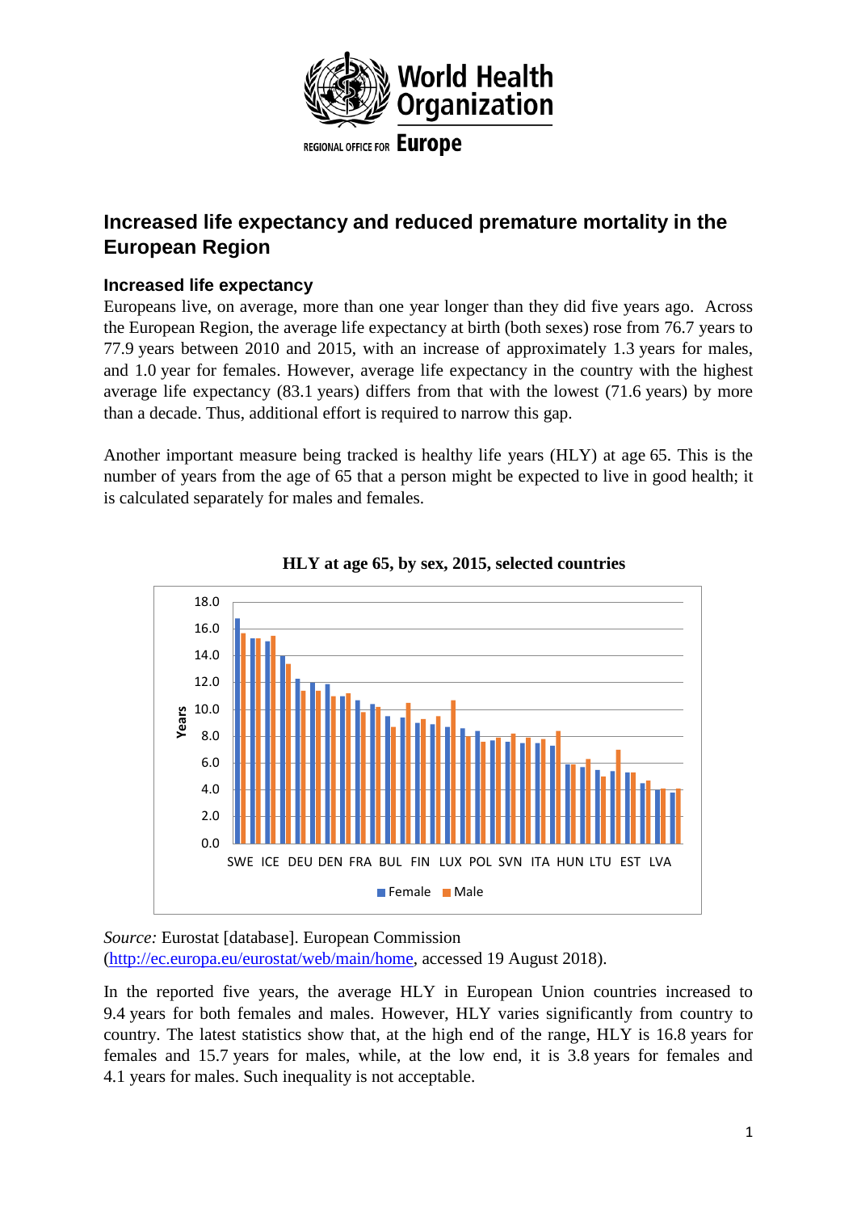World Health Organization

REGIONAL OFFICE FOR **Europe**

## Increased life expectancy and reduced premature mortality in the European Region

### Increased life expectancy

Europeans live, on average, more than one year longer than they did five years ago. Across the European Region, the average life expectancy at birth (both sexes) rose from 76.7 years to 77.9 years between 2010 and 2015, with an increase of approximately 1.3 years for males, and 1.0 year for females. However, average life expectancy in the country with the highest average life expectancy (83.1 years) differs from that with the lowest (71.6 years) by more than a decade. Thus, additional effort is required to narrow this gap.

Another important measure being tracked is healthy life years (HLY) at age 65. This is the number of years from the age of 65 that a person might be expected to live in good health; it is calculated separately for males and females.

**HLY at age 65, by sex, 2015, selected countries**

*Source:* Eurostat [database]. European Commission (http://ec.europa.eu/eurostat/web/main/home, accessed 19 August 2018).

In the reported five years, the average HLY in European Union countries increased to 9.4 years for both females and males. However, HLY varies significantly from country to country. The latest statistics show that, at the high end of the range, HLY is 16.8 years for females and 15.7 years for males, while, at the low end, it is 3.8 years for females and 4.1 years for males. Such inequality is not acceptable.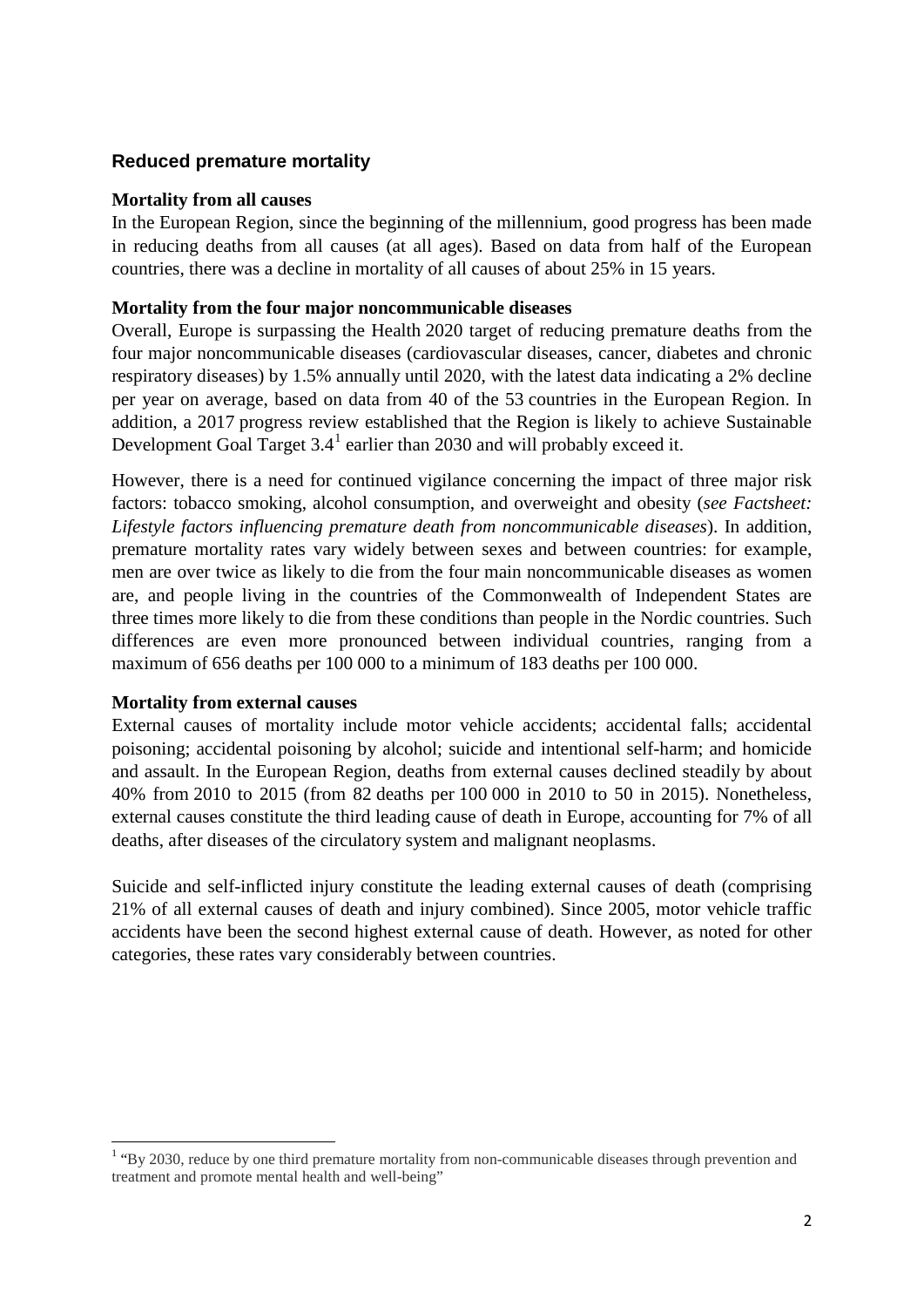## Reduced premature mortality

**Mortality from all causes**

In the European Region, since the beginning of the millennium, good progress has been made in reducing deaths from all causes (at all ages). Based on data from half of the European countries, there was a decline in mortality of all causes of about 25% in 15 years.

**Mortality from the four major noncommunicable diseases**

Overall, Europe is surpassing the Health 2020 target of reducing premature deaths from the four major noncommunicable diseases (cardiovascular diseases, cancer, diabetes and chronic respiratory diseases) by 1.5% annually until 2020, with the latest data indicating a 2% decline per year on average, based on data from 40 of the 53 countries in the European Region. In addition, a 2017 progress review established that the Region is likely to achieve Sustainable Development Goal Target 3.4[1] earlier than 2030 and will probably exceed it.

However, there is a need for continued vigilance concerning the impact of three major risk factors: tobacco smoking, alcohol consumption, and overweight and obesity (*see Factsheet: Lifestyle factors influencing premature death from noncommunicable diseases*). In addition, premature mortality rates vary widely between sexes and between countries: for example, men are over twice as likely to die from the four main noncommunicable diseases as women are, and people living in the countries of the Commonwealth of Independent States are three times more likely to die from these conditions than people in the Nordic countries. Such differences are even more pronounced between individual countries, ranging from a maximum of 656 deaths per 100 000 to a minimum of 183 deaths per 100 000.

**Mortality from external causes**

External causes of mortality include motor vehicle accidents; accidental falls; accidental poisoning; accidental poisoning by alcohol; suicide and intentional self-harm; and homicide and assault. In the European Region, deaths from external causes declined steadily by about 40% from 2010 to 2015 (from 82 deaths per 100 000 in 2010 to 50 in 2015). Nonetheless, external causes constitute the third leading cause of death in Europe, accounting for 7% of all deaths, after diseases of the circulatory system and malignant neoplasms.

Suicide and self-inflicted injury constitute the leading external causes of death (comprising 21% of all external causes of death and injury combined). Since 2005, motor vehicle traffic accidents have been the second highest external cause of death. However, as noted for other categories, these rates vary considerably between countries.

---

[1] "By 2030, reduce by one third premature mortality from non-communicable diseases through prevention and treatment and promote mental health and well-being"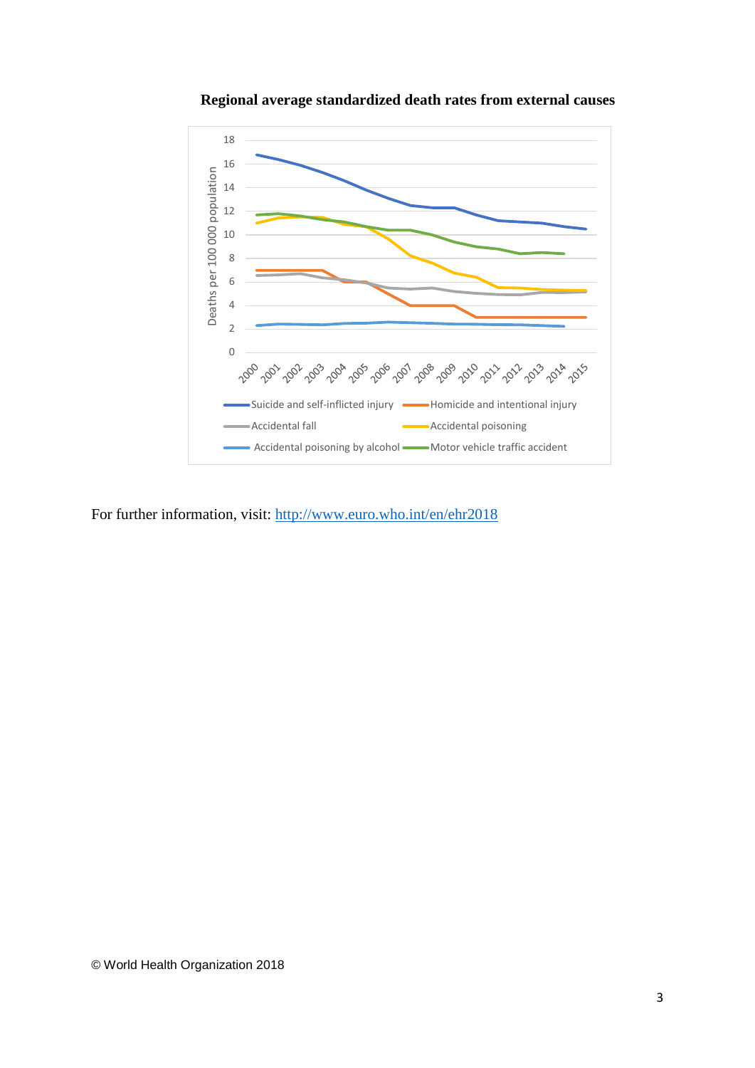**Regional average standardized death rates from external causes**

Deaths per 100 000 population

18
16
14
12
10
8
6
4
2
0

2000 2001 2002 2003 2004 2005 2006 2007 2008 2009 2010 2011 2012 2013 2014 2015

Suicide and self-inflicted injury
Homicide and intentional injury
Accidental fall
Accidental poisoning
Accidental poisoning by alcohol
Motor vehicle traffic accident

For further information, visit: [http://www.euro.who.int/en/ehr2018](http://www.euro.who.int/en/ehr2018)

© World Health Organization 2018